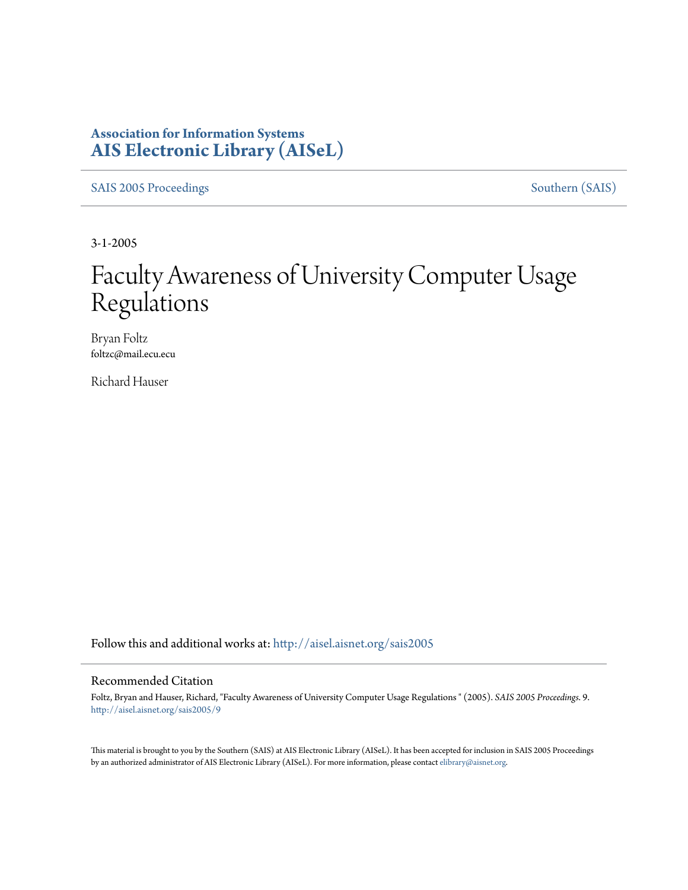**Association for Information Systems**
## AIS Electronic Library (AISeL)

SAIS 2005 Proceedings | Southern (SAIS)

3-1-2005

# Faculty Awareness of University Computer Usage Regulations

Bryan Foltz
foltzc@mail.ecu.ecu

Richard Hauser

Follow this and additional works at: http://aisel.aisnet.org/sais2005

### Recommended Citation

Foltz, Bryan and Hauser, Richard, "Faculty Awareness of University Computer Usage Regulations " (2005). *SAIS 2005 Proceedings*. 9.
http://aisel.aisnet.org/sais2005/9

This material is brought to you by the Southern (SAIS) at AIS Electronic Library (AISeL). It has been accepted for inclusion in SAIS 2005 Proceedings by an authorized administrator of AIS Electronic Library (AISeL). For more information, please contact elibrary@aisnet.org.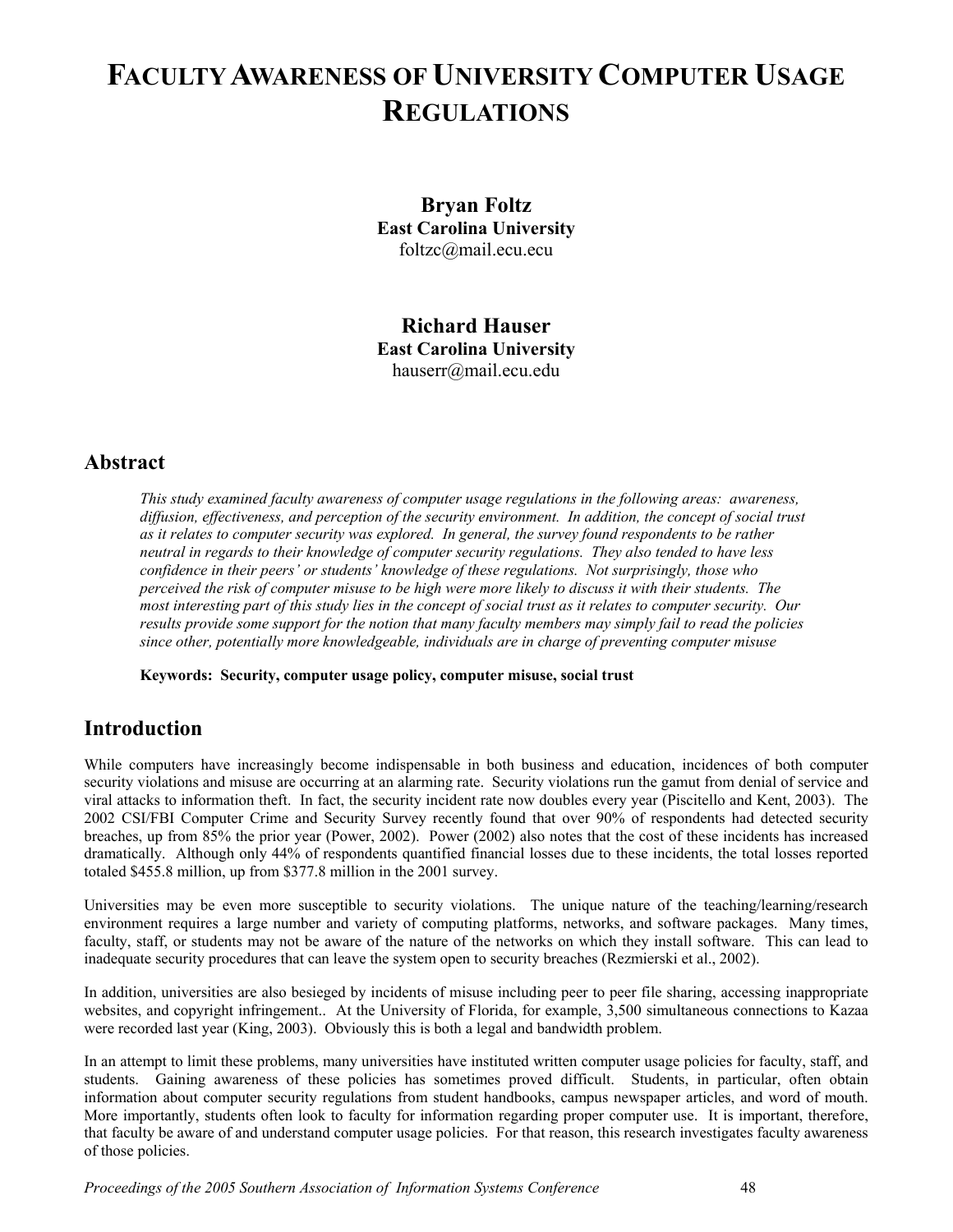# Faculty Awareness of University Computer Usage Regulations

**Bryan Foltz**
**East Carolina University**
foltzc@mail.ecu.ecu

**Richard Hauser**
**East Carolina University**
hauserr@mail.ecu.edu

## Abstract

*This study examined faculty awareness of computer usage regulations in the following areas: awareness, diffusion, effectiveness, and perception of the security environment. In addition, the concept of social trust as it relates to computer security was explored. In general, the survey found respondents to be rather neutral in regards to their knowledge of computer security regulations. They also tended to have less confidence in their peers' or students' knowledge of these regulations. Not surprisingly, those who perceived the risk of computer misuse to be high were more likely to discuss it with their students. The most interesting part of this study lies in the concept of social trust as it relates to computer security. Our results provide some support for the notion that many faculty members may simply fail to read the policies since other, potentially more knowledgeable, individuals are in charge of preventing computer misuse*

**Keywords: Security, computer usage policy, computer misuse, social trust**

## Introduction

While computers have increasingly become indispensable in both business and education, incidences of both computer security violations and misuse are occurring at an alarming rate. Security violations run the gamut from denial of service and viral attacks to information theft. In fact, the security incident rate now doubles every year (Piscitello and Kent, 2003). The 2002 CSI/FBI Computer Crime and Security Survey recently found that over 90% of respondents had detected security breaches, up from 85% the prior year (Power, 2002). Power (2002) also notes that the cost of these incidents has increased dramatically. Although only 44% of respondents quantified financial losses due to these incidents, the total losses reported totaled $455.8 million, up from $377.8 million in the 2001 survey.

Universities may be even more susceptible to security violations. The unique nature of the teaching/learning/research environment requires a large number and variety of computing platforms, networks, and software packages. Many times, faculty, staff, or students may not be aware of the nature of the networks on which they install software. This can lead to inadequate security procedures that can leave the system open to security breaches (Rezmierski et al., 2002).

In addition, universities are also besieged by incidents of misuse including peer to peer file sharing, accessing inappropriate websites, and copyright infringement.. At the University of Florida, for example, 3,500 simultaneous connections to Kazaa were recorded last year (King, 2003). Obviously this is both a legal and bandwidth problem.

In an attempt to limit these problems, many universities have instituted written computer usage policies for faculty, staff, and students. Gaining awareness of these policies has sometimes proved difficult. Students, in particular, often obtain information about computer security regulations from student handbooks, campus newspaper articles, and word of mouth. More importantly, students often look to faculty for information regarding proper computer use. It is important, therefore, that faculty be aware of and understand computer usage policies. For that reason, this research investigates faculty awareness of those policies.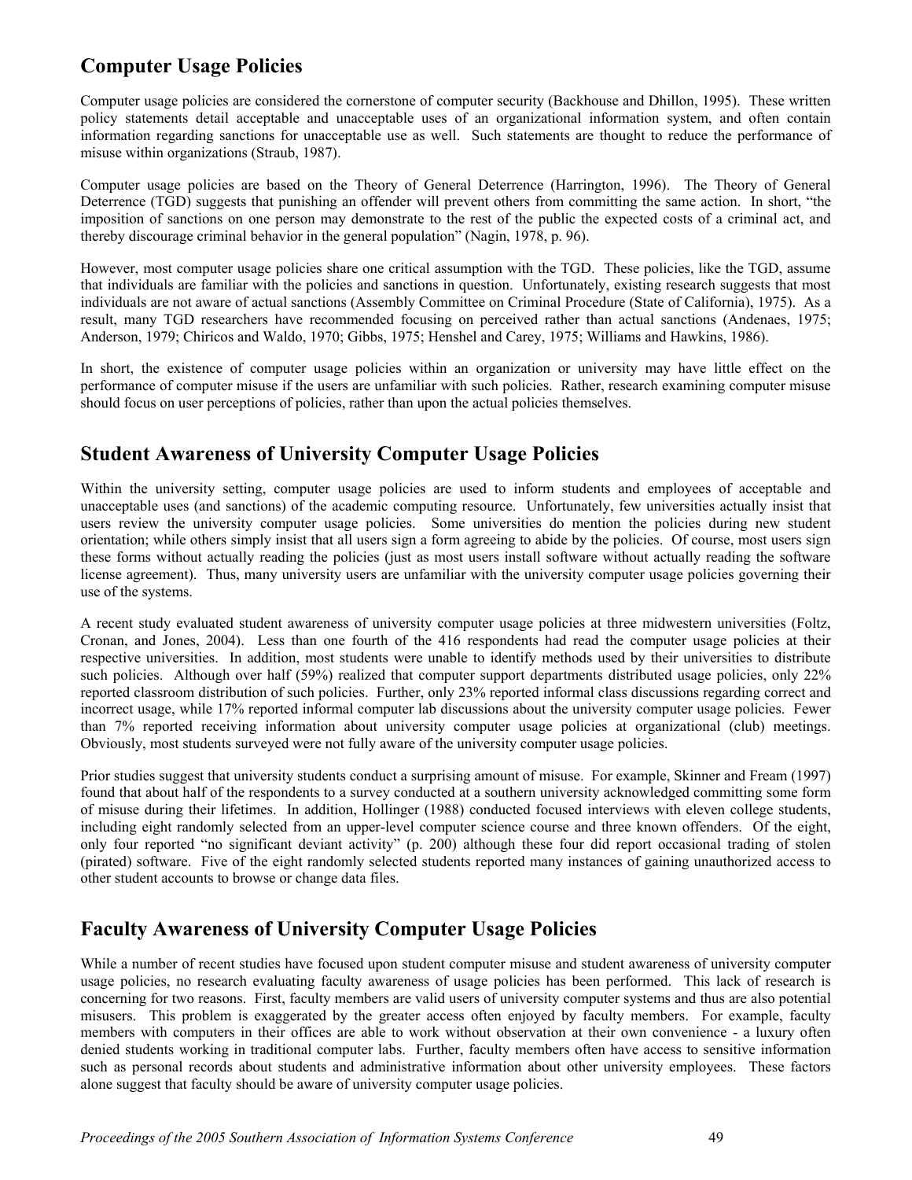## Computer Usage Policies

Computer usage policies are considered the cornerstone of computer security (Backhouse and Dhillon, 1995). These written policy statements detail acceptable and unacceptable uses of an organizational information system, and often contain information regarding sanctions for unacceptable use as well. Such statements are thought to reduce the performance of misuse within organizations (Straub, 1987).

Computer usage policies are based on the Theory of General Deterrence (Harrington, 1996). The Theory of General Deterrence (TGD) suggests that punishing an offender will prevent others from committing the same action. In short, "the imposition of sanctions on one person may demonstrate to the rest of the public the expected costs of a criminal act, and thereby discourage criminal behavior in the general population" (Nagin, 1978, p. 96).

However, most computer usage policies share one critical assumption with the TGD. These policies, like the TGD, assume that individuals are familiar with the policies and sanctions in question. Unfortunately, existing research suggests that most individuals are not aware of actual sanctions (Assembly Committee on Criminal Procedure (State of California), 1975). As a result, many TGD researchers have recommended focusing on perceived rather than actual sanctions (Andenaes, 1975; Anderson, 1979; Chiricos and Waldo, 1970; Gibbs, 1975; Henshel and Carey, 1975; Williams and Hawkins, 1986).

In short, the existence of computer usage policies within an organization or university may have little effect on the performance of computer misuse if the users are unfamiliar with such policies. Rather, research examining computer misuse should focus on user perceptions of policies, rather than upon the actual policies themselves.

## Student Awareness of University Computer Usage Policies

Within the university setting, computer usage policies are used to inform students and employees of acceptable and unacceptable uses (and sanctions) of the academic computing resource. Unfortunately, few universities actually insist that users review the university computer usage policies. Some universities do mention the policies during new student orientation; while others simply insist that all users sign a form agreeing to abide by the policies. Of course, most users sign these forms without actually reading the policies (just as most users install software without actually reading the software license agreement). Thus, many university users are unfamiliar with the university computer usage policies governing their use of the systems.

A recent study evaluated student awareness of university computer usage policies at three midwestern universities (Foltz, Cronan, and Jones, 2004). Less than one fourth of the 416 respondents had read the computer usage policies at their respective universities. In addition, most students were unable to identify methods used by their universities to distribute such policies. Although over half (59%) realized that computer support departments distributed usage policies, only 22% reported classroom distribution of such policies. Further, only 23% reported informal class discussions regarding correct and incorrect usage, while 17% reported informal computer lab discussions about the university computer usage policies. Fewer than 7% reported receiving information about university computer usage policies at organizational (club) meetings. Obviously, most students surveyed were not fully aware of the university computer usage policies.

Prior studies suggest that university students conduct a surprising amount of misuse. For example, Skinner and Fream (1997) found that about half of the respondents to a survey conducted at a southern university acknowledged committing some form of misuse during their lifetimes. In addition, Hollinger (1988) conducted focused interviews with eleven college students, including eight randomly selected from an upper-level computer science course and three known offenders. Of the eight, only four reported "no significant deviant activity" (p. 200) although these four did report occasional trading of stolen (pirated) software. Five of the eight randomly selected students reported many instances of gaining unauthorized access to other student accounts to browse or change data files.

## Faculty Awareness of University Computer Usage Policies

While a number of recent studies have focused upon student computer misuse and student awareness of university computer usage policies, no research evaluating faculty awareness of usage policies has been performed. This lack of research is concerning for two reasons. First, faculty members are valid users of university computer systems and thus are also potential misusers. This problem is exaggerated by the greater access often enjoyed by faculty members. For example, faculty members with computers in their offices are able to work without observation at their own convenience - a luxury often denied students working in traditional computer labs. Further, faculty members often have access to sensitive information such as personal records about students and administrative information about other university employees. These factors alone suggest that faculty should be aware of university computer usage policies.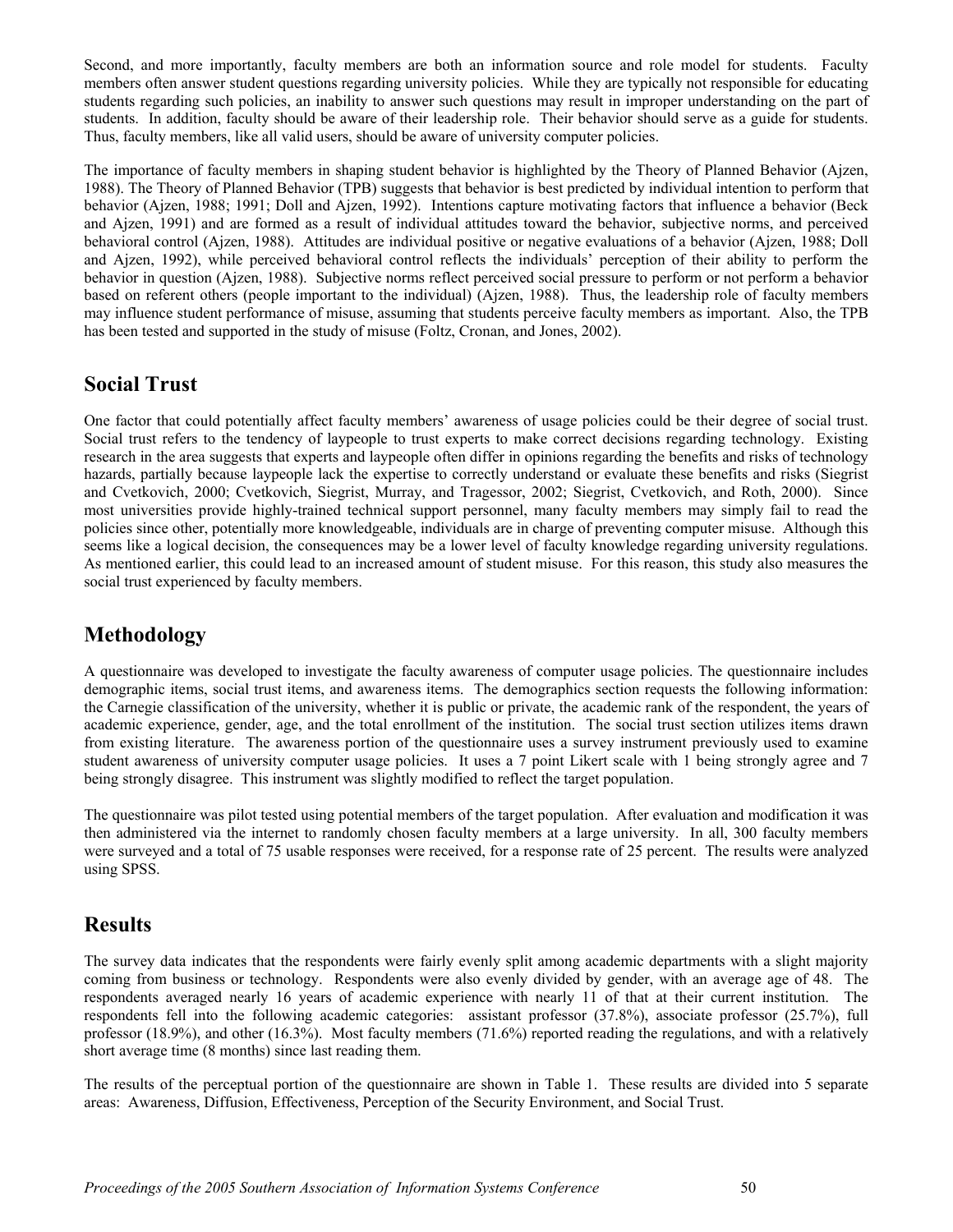Second, and more importantly, faculty members are both an information source and role model for students. Faculty members often answer student questions regarding university policies. While they are typically not responsible for educating students regarding such policies, an inability to answer such questions may result in improper understanding on the part of students. In addition, faculty should be aware of their leadership role. Their behavior should serve as a guide for students. Thus, faculty members, like all valid users, should be aware of university computer policies.

The importance of faculty members in shaping student behavior is highlighted by the Theory of Planned Behavior (Ajzen, 1988). The Theory of Planned Behavior (TPB) suggests that behavior is best predicted by individual intention to perform that behavior (Ajzen, 1988; 1991; Doll and Ajzen, 1992). Intentions capture motivating factors that influence a behavior (Beck and Ajzen, 1991) and are formed as a result of individual attitudes toward the behavior, subjective norms, and perceived behavioral control (Ajzen, 1988). Attitudes are individual positive or negative evaluations of a behavior (Ajzen, 1988; Doll and Ajzen, 1992), while perceived behavioral control reflects the individuals' perception of their ability to perform the behavior in question (Ajzen, 1988). Subjective norms reflect perceived social pressure to perform or not perform a behavior based on referent others (people important to the individual) (Ajzen, 1988). Thus, the leadership role of faculty members may influence student performance of misuse, assuming that students perceive faculty members as important. Also, the TPB has been tested and supported in the study of misuse (Foltz, Cronan, and Jones, 2002).

## Social Trust

One factor that could potentially affect faculty members' awareness of usage policies could be their degree of social trust. Social trust refers to the tendency of laypeople to trust experts to make correct decisions regarding technology. Existing research in the area suggests that experts and laypeople often differ in opinions regarding the benefits and risks of technology hazards, partially because laypeople lack the expertise to correctly understand or evaluate these benefits and risks (Siegrist and Cvetkovich, 2000; Cvetkovich, Siegrist, Murray, and Tragessor, 2002; Siegrist, Cvetkovich, and Roth, 2000). Since most universities provide highly-trained technical support personnel, many faculty members may simply fail to read the policies since other, potentially more knowledgeable, individuals are in charge of preventing computer misuse. Although this seems like a logical decision, the consequences may be a lower level of faculty knowledge regarding university regulations. As mentioned earlier, this could lead to an increased amount of student misuse. For this reason, this study also measures the social trust experienced by faculty members.

## Methodology

A questionnaire was developed to investigate the faculty awareness of computer usage policies. The questionnaire includes demographic items, social trust items, and awareness items. The demographics section requests the following information: the Carnegie classification of the university, whether it is public or private, the academic rank of the respondent, the years of academic experience, gender, age, and the total enrollment of the institution. The social trust section utilizes items drawn from existing literature. The awareness portion of the questionnaire uses a survey instrument previously used to examine student awareness of university computer usage policies. It uses a 7 point Likert scale with 1 being strongly agree and 7 being strongly disagree. This instrument was slightly modified to reflect the target population.

The questionnaire was pilot tested using potential members of the target population. After evaluation and modification it was then administered via the internet to randomly chosen faculty members at a large university. In all, 300 faculty members were surveyed and a total of 75 usable responses were received, for a response rate of 25 percent. The results were analyzed using SPSS.

## Results

The survey data indicates that the respondents were fairly evenly split among academic departments with a slight majority coming from business or technology. Respondents were also evenly divided by gender, with an average age of 48. The respondents averaged nearly 16 years of academic experience with nearly 11 of that at their current institution. The respondents fell into the following academic categories: assistant professor (37.8%), associate professor (25.7%), full professor (18.9%), and other (16.3%). Most faculty members (71.6%) reported reading the regulations, and with a relatively short average time (8 months) since last reading them.

The results of the perceptual portion of the questionnaire are shown in Table 1. These results are divided into 5 separate areas: Awareness, Diffusion, Effectiveness, Perception of the Security Environment, and Social Trust.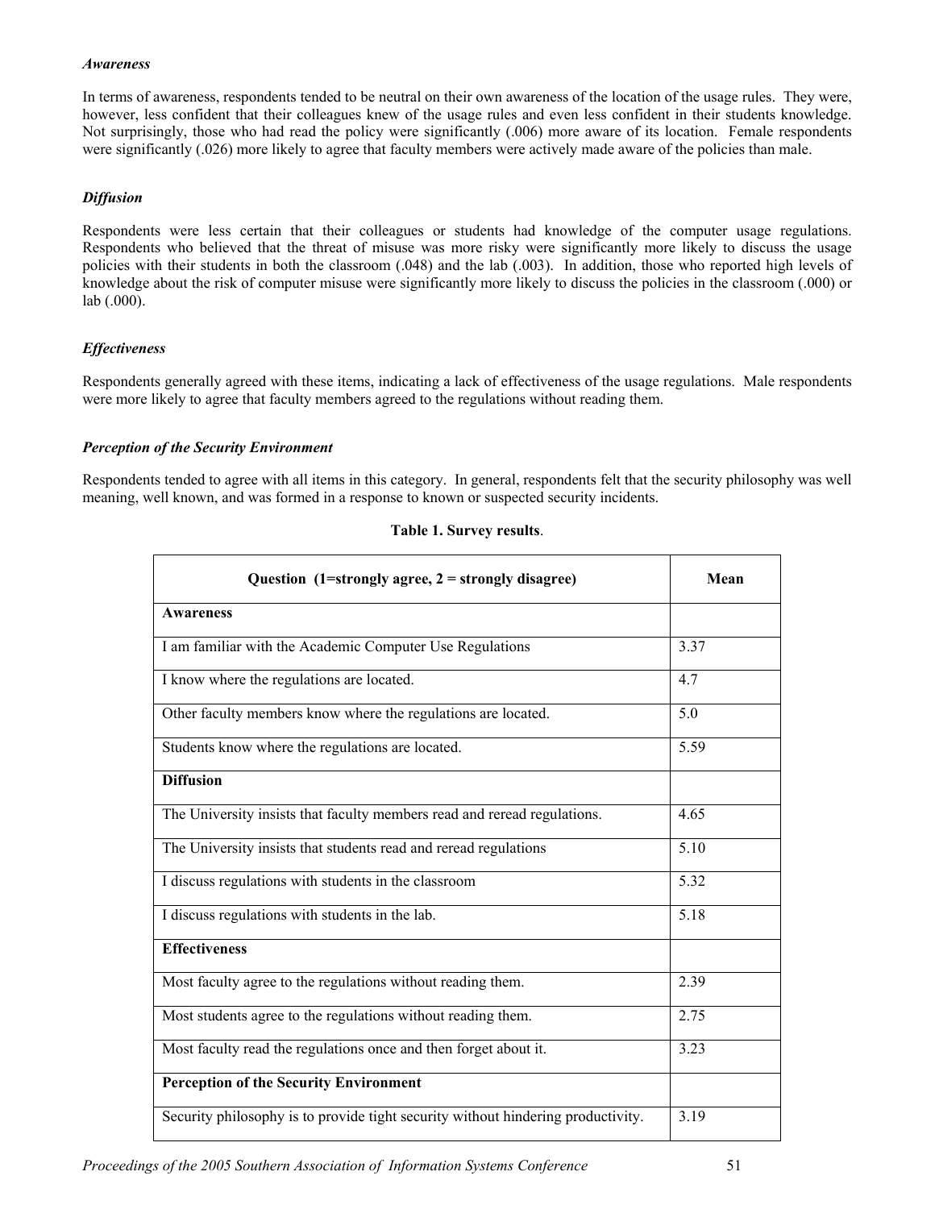### *Awareness*

In terms of awareness, respondents tended to be neutral on their own awareness of the location of the usage rules. They were, however, less confident that their colleagues knew of the usage rules and even less confident in their students knowledge. Not surprisingly, those who had read the policy were significantly (.006) more aware of its location. Female respondents were significantly (.026) more likely to agree that faculty members were actively made aware of the policies than male.

### *Diffusion*

Respondents were less certain that their colleagues or students had knowledge of the computer usage regulations. Respondents who believed that the threat of misuse was more risky were significantly more likely to discuss the usage policies with their students in both the classroom (.048) and the lab (.003). In addition, those who reported high levels of knowledge about the risk of computer misuse were significantly more likely to discuss the policies in the classroom (.000) or lab (.000).

### *Effectiveness*

Respondents generally agreed with these items, indicating a lack of effectiveness of the usage regulations. Male respondents were more likely to agree that faculty members agreed to the regulations without reading them.

### *Perception of the Security Environment*

Respondents tended to agree with all items in this category. In general, respondents felt that the security philosophy was well meaning, well known, and was formed in a response to known or suspected security incidents.

**Table 1. Survey results**.

| Question (1=strongly agree, 2 = strongly disagree) | Mean |
|---|---|
| **Awareness** | |
| I am familiar with the Academic Computer Use Regulations | 3.37 |
| I know where the regulations are located. | 4.7 |
| Other faculty members know where the regulations are located. | 5.0 |
| Students know where the regulations are located. | 5.59 |
| **Diffusion** | |
| The University insists that faculty members read and reread regulations. | 4.65 |
| The University insists that students read and reread regulations | 5.10 |
| I discuss regulations with students in the classroom | 5.32 |
| I discuss regulations with students in the lab. | 5.18 |
| **Effectiveness** | |
| Most faculty agree to the regulations without reading them. | 2.39 |
| Most students agree to the regulations without reading them. | 2.75 |
| Most faculty read the regulations once and then forget about it. | 3.23 |
| **Perception of the Security Environment** | |
| Security philosophy is to provide tight security without hindering productivity. | 3.19 |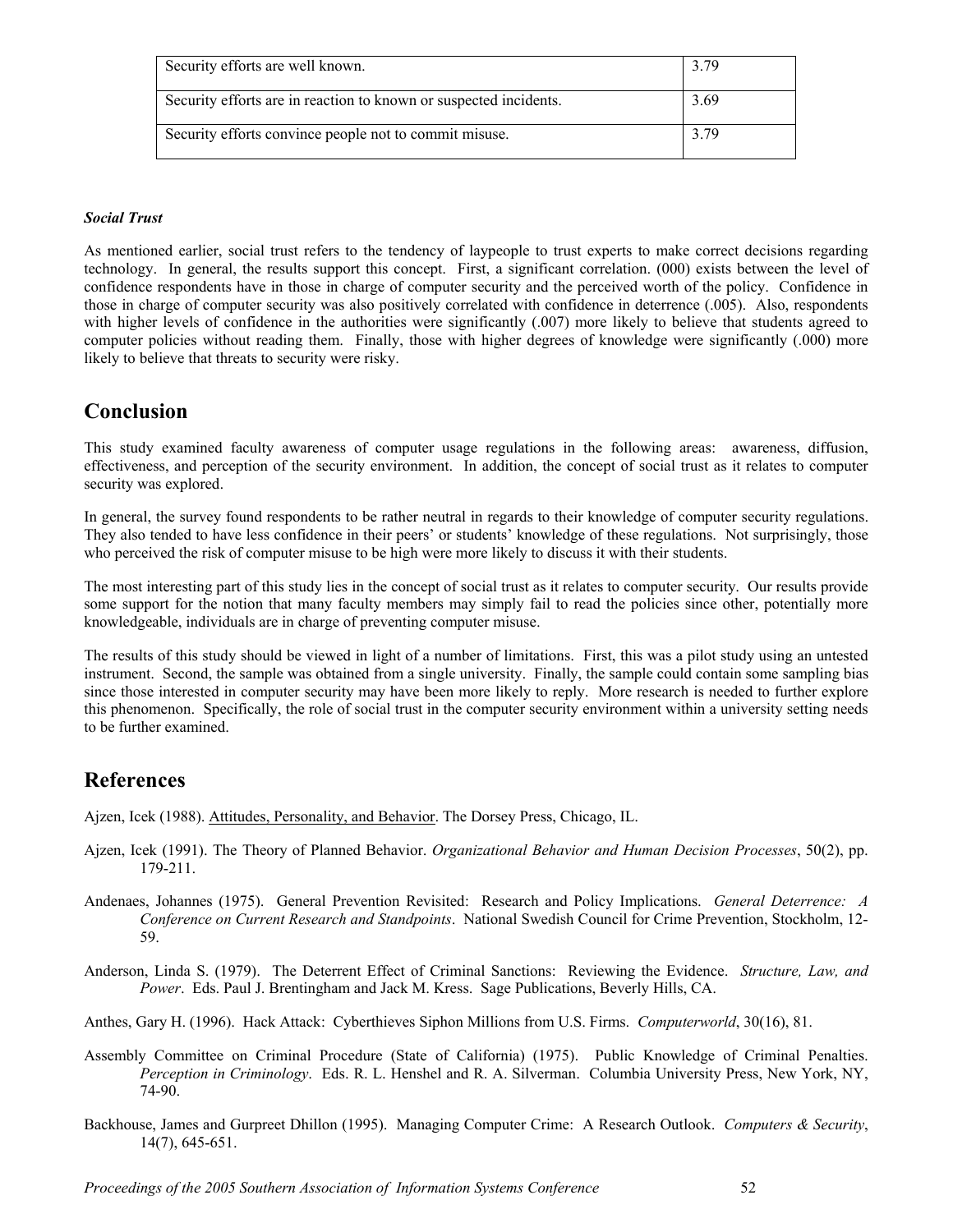| | |
|---|---|
| Security efforts are well known. | 3.79 |
| Security efforts are in reaction to known or suspected incidents. | 3.69 |
| Security efforts convince people not to commit misuse. | 3.79 |

***Social Trust***

As mentioned earlier, social trust refers to the tendency of laypeople to trust experts to make correct decisions regarding technology. In general, the results support this concept. First, a significant correlation. (000) exists between the level of confidence respondents have in those in charge of computer security and the perceived worth of the policy. Confidence in those in charge of computer security was also positively correlated with confidence in deterrence (.005). Also, respondents with higher levels of confidence in the authorities were significantly (.007) more likely to believe that students agreed to computer policies without reading them. Finally, those with higher degrees of knowledge were significantly (.000) more likely to believe that threats to security were risky.

## Conclusion

This study examined faculty awareness of computer usage regulations in the following areas: awareness, diffusion, effectiveness, and perception of the security environment. In addition, the concept of social trust as it relates to computer security was explored.

In general, the survey found respondents to be rather neutral in regards to their knowledge of computer security regulations. They also tended to have less confidence in their peers' or students' knowledge of these regulations. Not surprisingly, those who perceived the risk of computer misuse to be high were more likely to discuss it with their students.

The most interesting part of this study lies in the concept of social trust as it relates to computer security. Our results provide some support for the notion that many faculty members may simply fail to read the policies since other, potentially more knowledgeable, individuals are in charge of preventing computer misuse.

The results of this study should be viewed in light of a number of limitations. First, this was a pilot study using an untested instrument. Second, the sample was obtained from a single university. Finally, the sample could contain some sampling bias since those interested in computer security may have been more likely to reply. More research is needed to further explore this phenomenon. Specifically, the role of social trust in the computer security environment within a university setting needs to be further examined.

## References

Ajzen, Icek (1988). Attitudes, Personality, and Behavior. The Dorsey Press, Chicago, IL.

Ajzen, Icek (1991). The Theory of Planned Behavior. *Organizational Behavior and Human Decision Processes*, 50(2), pp. 179-211.

Andenaes, Johannes (1975). General Prevention Revisited: Research and Policy Implications. *General Deterrence: A Conference on Current Research and Standpoints*. National Swedish Council for Crime Prevention, Stockholm, 12-59.

Anderson, Linda S. (1979). The Deterrent Effect of Criminal Sanctions: Reviewing the Evidence. *Structure, Law, and Power*. Eds. Paul J. Brentingham and Jack M. Kress. Sage Publications, Beverly Hills, CA.

Anthes, Gary H. (1996). Hack Attack: Cyberthieves Siphon Millions from U.S. Firms. *Computerworld*, 30(16), 81.

Assembly Committee on Criminal Procedure (State of California) (1975). Public Knowledge of Criminal Penalties. *Perception in Criminology*. Eds. R. L. Henshel and R. A. Silverman. Columbia University Press, New York, NY, 74-90.

Backhouse, James and Gurpreet Dhillon (1995). Managing Computer Crime: A Research Outlook. *Computers & Security*, 14(7), 645-651.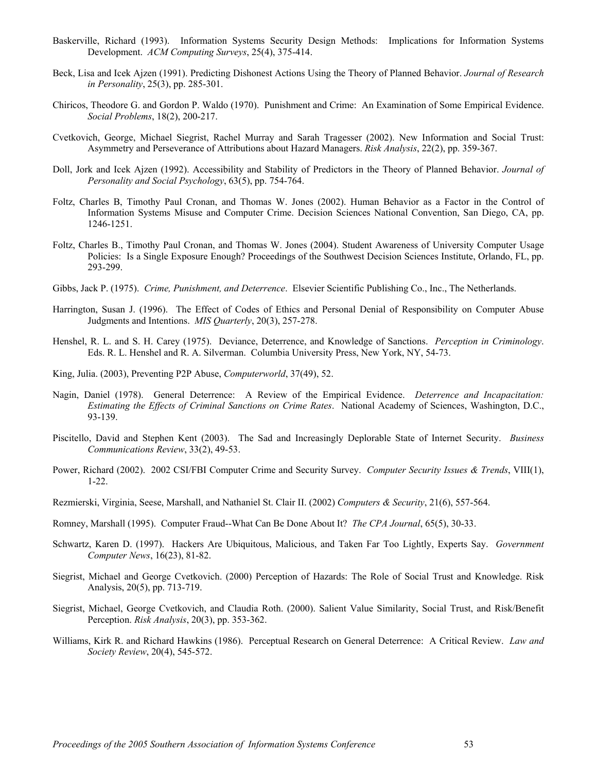Baskerville, Richard (1993). Information Systems Security Design Methods: Implications for Information Systems Development. *ACM Computing Surveys*, 25(4), 375-414.

Beck, Lisa and Icek Ajzen (1991). Predicting Dishonest Actions Using the Theory of Planned Behavior. *Journal of Research in Personality*, 25(3), pp. 285-301.

Chiricos, Theodore G. and Gordon P. Waldo (1970). Punishment and Crime: An Examination of Some Empirical Evidence. *Social Problems*, 18(2), 200-217.

Cvetkovich, George, Michael Siegrist, Rachel Murray and Sarah Tragesser (2002). New Information and Social Trust: Asymmetry and Perseverance of Attributions about Hazard Managers. *Risk Analysis*, 22(2), pp. 359-367.

Doll, Jork and Icek Ajzen (1992). Accessibility and Stability of Predictors in the Theory of Planned Behavior. *Journal of Personality and Social Psychology*, 63(5), pp. 754-764.

Foltz, Charles B, Timothy Paul Cronan, and Thomas W. Jones (2002). Human Behavior as a Factor in the Control of Information Systems Misuse and Computer Crime. Decision Sciences National Convention, San Diego, CA, pp. 1246-1251.

Foltz, Charles B., Timothy Paul Cronan, and Thomas W. Jones (2004). Student Awareness of University Computer Usage Policies: Is a Single Exposure Enough? Proceedings of the Southwest Decision Sciences Institute, Orlando, FL, pp. 293-299.

Gibbs, Jack P. (1975). *Crime, Punishment, and Deterrence*. Elsevier Scientific Publishing Co., Inc., The Netherlands.

Harrington, Susan J. (1996). The Effect of Codes of Ethics and Personal Denial of Responsibility on Computer Abuse Judgments and Intentions. *MIS Quarterly*, 20(3), 257-278.

Henshel, R. L. and S. H. Carey (1975). Deviance, Deterrence, and Knowledge of Sanctions. *Perception in Criminology*. Eds. R. L. Henshel and R. A. Silverman. Columbia University Press, New York, NY, 54-73.

King, Julia. (2003), Preventing P2P Abuse, *Computerworld*, 37(49), 52.

Nagin, Daniel (1978). General Deterrence: A Review of the Empirical Evidence. *Deterrence and Incapacitation: Estimating the Effects of Criminal Sanctions on Crime Rates*. National Academy of Sciences, Washington, D.C., 93-139.

Piscitello, David and Stephen Kent (2003). The Sad and Increasingly Deplorable State of Internet Security. *Business Communications Review*, 33(2), 49-53.

Power, Richard (2002). 2002 CSI/FBI Computer Crime and Security Survey. *Computer Security Issues & Trends*, VIII(1), 1-22.

Rezmierski, Virginia, Seese, Marshall, and Nathaniel St. Clair II. (2002) *Computers & Security*, 21(6), 557-564.

Romney, Marshall (1995). Computer Fraud--What Can Be Done About It? *The CPA Journal*, 65(5), 30-33.

Schwartz, Karen D. (1997). Hackers Are Ubiquitous, Malicious, and Taken Far Too Lightly, Experts Say. *Government Computer News*, 16(23), 81-82.

Siegrist, Michael and George Cvetkovich. (2000) Perception of Hazards: The Role of Social Trust and Knowledge. Risk Analysis, 20(5), pp. 713-719.

Siegrist, Michael, George Cvetkovich, and Claudia Roth. (2000). Salient Value Similarity, Social Trust, and Risk/Benefit Perception. *Risk Analysis*, 20(3), pp. 353-362.

Williams, Kirk R. and Richard Hawkins (1986). Perceptual Research on General Deterrence: A Critical Review. *Law and Society Review*, 20(4), 545-572.